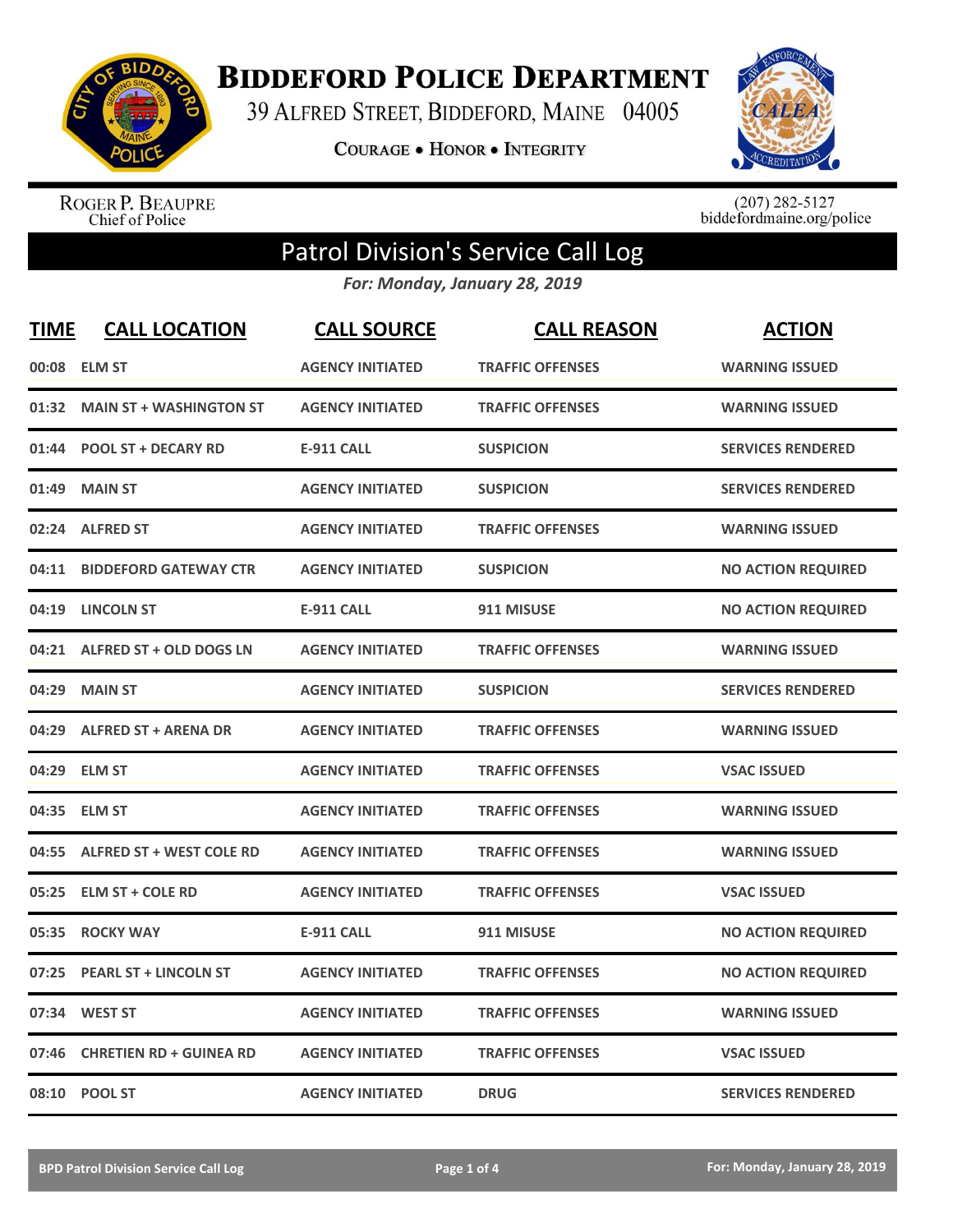# Biddeford Police Department

39 Alfred Street, Biddeford, Maine 04005

**Courage • Honor • Integrity**

Roger P. Beaupre
Chief of Police

(207) 282-5127
biddefordmaine.org/police

## Patrol Division's Service Call Log

*For: Monday, January 28, 2019*

| TIME | CALL LOCATION | CALL SOURCE | CALL REASON | ACTION |
|---|---|---|---|---|
| 00:08 | ELM ST | AGENCY INITIATED | TRAFFIC OFFENSES | WARNING ISSUED |
| 01:32 | MAIN ST + WASHINGTON ST | AGENCY INITIATED | TRAFFIC OFFENSES | WARNING ISSUED |
| 01:44 | POOL ST + DECARY RD | E-911 CALL | SUSPICION | SERVICES RENDERED |
| 01:49 | MAIN ST | AGENCY INITIATED | SUSPICION | SERVICES RENDERED |
| 02:24 | ALFRED ST | AGENCY INITIATED | TRAFFIC OFFENSES | WARNING ISSUED |
| 04:11 | BIDDEFORD GATEWAY CTR | AGENCY INITIATED | SUSPICION | NO ACTION REQUIRED |
| 04:19 | LINCOLN ST | E-911 CALL | 911 MISUSE | NO ACTION REQUIRED |
| 04:21 | ALFRED ST + OLD DOGS LN | AGENCY INITIATED | TRAFFIC OFFENSES | WARNING ISSUED |
| 04:29 | MAIN ST | AGENCY INITIATED | SUSPICION | SERVICES RENDERED |
| 04:29 | ALFRED ST + ARENA DR | AGENCY INITIATED | TRAFFIC OFFENSES | WARNING ISSUED |
| 04:29 | ELM ST | AGENCY INITIATED | TRAFFIC OFFENSES | VSAC ISSUED |
| 04:35 | ELM ST | AGENCY INITIATED | TRAFFIC OFFENSES | WARNING ISSUED |
| 04:55 | ALFRED ST + WEST COLE RD | AGENCY INITIATED | TRAFFIC OFFENSES | WARNING ISSUED |
| 05:25 | ELM ST + COLE RD | AGENCY INITIATED | TRAFFIC OFFENSES | VSAC ISSUED |
| 05:35 | ROCKY WAY | E-911 CALL | 911 MISUSE | NO ACTION REQUIRED |
| 07:25 | PEARL ST + LINCOLN ST | AGENCY INITIATED | TRAFFIC OFFENSES | NO ACTION REQUIRED |
| 07:34 | WEST ST | AGENCY INITIATED | TRAFFIC OFFENSES | WARNING ISSUED |
| 07:46 | CHRETIEN RD + GUINEA RD | AGENCY INITIATED | TRAFFIC OFFENSES | VSAC ISSUED |
| 08:10 | POOL ST | AGENCY INITIATED | DRUG | SERVICES RENDERED |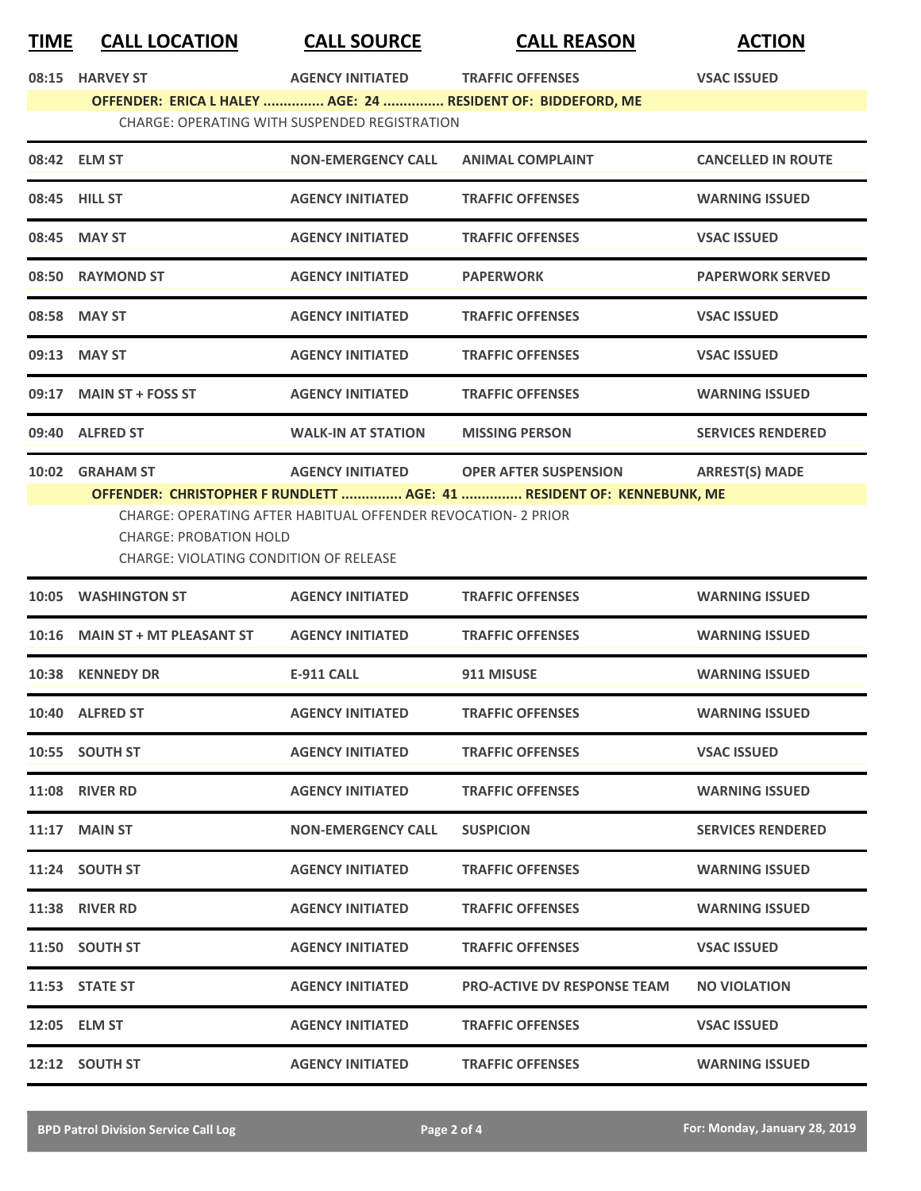| TIME | CALL LOCATION | CALL SOURCE | CALL REASON | ACTION |
|---|---|---|---|---|
| 08:15 | HARVEY ST | AGENCY INITIATED | TRAFFIC OFFENSES | VSAC ISSUED |

**OFFENDER: ERICA L HALEY ............... AGE: 24 ............... RESIDENT OF: BIDDEFORD, ME**

CHARGE: OPERATING WITH SUSPENDED REGISTRATION

| TIME | CALL LOCATION | CALL SOURCE | CALL REASON | ACTION |
|---|---|---|---|---|
| 08:42 | ELM ST | NON-EMERGENCY CALL | ANIMAL COMPLAINT | CANCELLED IN ROUTE |
| 08:45 | HILL ST | AGENCY INITIATED | TRAFFIC OFFENSES | WARNING ISSUED |
| 08:45 | MAY ST | AGENCY INITIATED | TRAFFIC OFFENSES | VSAC ISSUED |
| 08:50 | RAYMOND ST | AGENCY INITIATED | PAPERWORK | PAPERWORK SERVED |
| 08:58 | MAY ST | AGENCY INITIATED | TRAFFIC OFFENSES | VSAC ISSUED |
| 09:13 | MAY ST | AGENCY INITIATED | TRAFFIC OFFENSES | VSAC ISSUED |
| 09:17 | MAIN ST + FOSS ST | AGENCY INITIATED | TRAFFIC OFFENSES | WARNING ISSUED |
| 09:40 | ALFRED ST | WALK-IN AT STATION | MISSING PERSON | SERVICES RENDERED |
| 10:02 | GRAHAM ST | AGENCY INITIATED | OPER AFTER SUSPENSION | ARREST(S) MADE |

**OFFENDER: CHRISTOPHER F RUNDLETT ............... AGE: 41 ............... RESIDENT OF: KENNEBUNK, ME**

CHARGE: OPERATING AFTER HABITUAL OFFENDER REVOCATION- 2 PRIOR
CHARGE: PROBATION HOLD
CHARGE: VIOLATING CONDITION OF RELEASE

| TIME | CALL LOCATION | CALL SOURCE | CALL REASON | ACTION |
|---|---|---|---|---|
| 10:05 | WASHINGTON ST | AGENCY INITIATED | TRAFFIC OFFENSES | WARNING ISSUED |
| 10:16 | MAIN ST + MT PLEASANT ST | AGENCY INITIATED | TRAFFIC OFFENSES | WARNING ISSUED |
| 10:38 | KENNEDY DR | E-911 CALL | 911 MISUSE | WARNING ISSUED |
| 10:40 | ALFRED ST | AGENCY INITIATED | TRAFFIC OFFENSES | WARNING ISSUED |
| 10:55 | SOUTH ST | AGENCY INITIATED | TRAFFIC OFFENSES | VSAC ISSUED |
| 11:08 | RIVER RD | AGENCY INITIATED | TRAFFIC OFFENSES | WARNING ISSUED |
| 11:17 | MAIN ST | NON-EMERGENCY CALL | SUSPICION | SERVICES RENDERED |
| 11:24 | SOUTH ST | AGENCY INITIATED | TRAFFIC OFFENSES | WARNING ISSUED |
| 11:38 | RIVER RD | AGENCY INITIATED | TRAFFIC OFFENSES | WARNING ISSUED |
| 11:50 | SOUTH ST | AGENCY INITIATED | TRAFFIC OFFENSES | VSAC ISSUED |
| 11:53 | STATE ST | AGENCY INITIATED | PRO-ACTIVE DV RESPONSE TEAM | NO VIOLATION |
| 12:05 | ELM ST | AGENCY INITIATED | TRAFFIC OFFENSES | VSAC ISSUED |
| 12:12 | SOUTH ST | AGENCY INITIATED | TRAFFIC OFFENSES | WARNING ISSUED |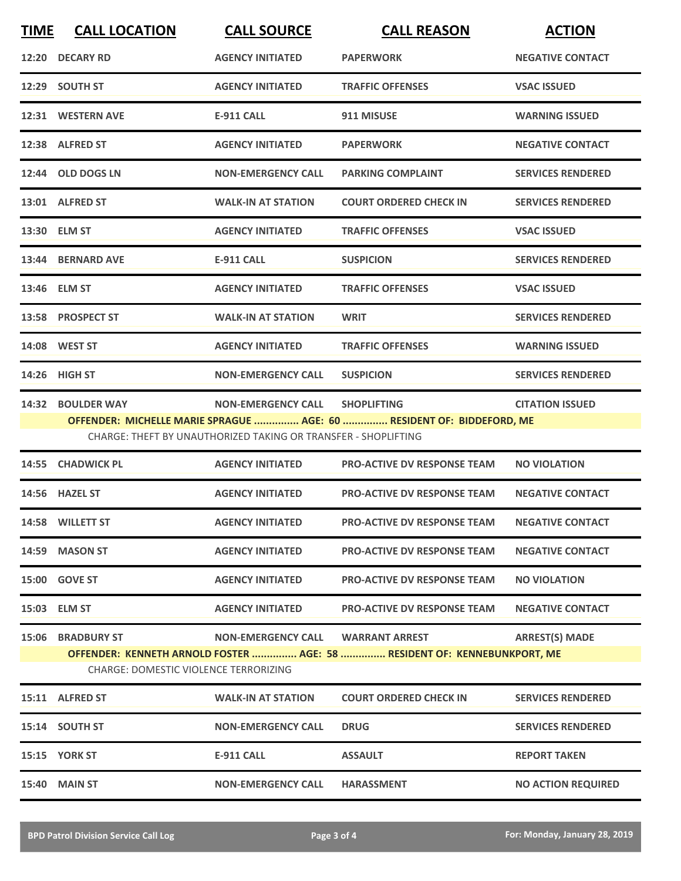| TIME | CALL LOCATION | CALL SOURCE | CALL REASON | ACTION |
|---|---|---|---|---|
| 12:20 | DECARY RD | AGENCY INITIATED | PAPERWORK | NEGATIVE CONTACT |
| 12:29 | SOUTH ST | AGENCY INITIATED | TRAFFIC OFFENSES | VSAC ISSUED |
| 12:31 | WESTERN AVE | E-911 CALL | 911 MISUSE | WARNING ISSUED |
| 12:38 | ALFRED ST | AGENCY INITIATED | PAPERWORK | NEGATIVE CONTACT |
| 12:44 | OLD DOGS LN | NON-EMERGENCY CALL | PARKING COMPLAINT | SERVICES RENDERED |
| 13:01 | ALFRED ST | WALK-IN AT STATION | COURT ORDERED CHECK IN | SERVICES RENDERED |
| 13:30 | ELM ST | AGENCY INITIATED | TRAFFIC OFFENSES | VSAC ISSUED |
| 13:44 | BERNARD AVE | E-911 CALL | SUSPICION | SERVICES RENDERED |
| 13:46 | ELM ST | AGENCY INITIATED | TRAFFIC OFFENSES | VSAC ISSUED |
| 13:58 | PROSPECT ST | WALK-IN AT STATION | WRIT | SERVICES RENDERED |
| 14:08 | WEST ST | AGENCY INITIATED | TRAFFIC OFFENSES | WARNING ISSUED |
| 14:26 | HIGH ST | NON-EMERGENCY CALL | SUSPICION | SERVICES RENDERED |
| 14:32 | BOULDER WAY | NON-EMERGENCY CALL | SHOPLIFTING | CITATION ISSUED |
| | **OFFENDER: MICHELLE MARIE SPRAGUE ............... AGE: 60 ............... RESIDENT OF: BIDDEFORD, ME** | | | |
| | CHARGE: THEFT BY UNAUTHORIZED TAKING OR TRANSFER - SHOPLIFTING | | | |
| 14:55 | CHADWICK PL | AGENCY INITIATED | PRO-ACTIVE DV RESPONSE TEAM | NO VIOLATION |
| 14:56 | HAZEL ST | AGENCY INITIATED | PRO-ACTIVE DV RESPONSE TEAM | NEGATIVE CONTACT |
| 14:58 | WILLETT ST | AGENCY INITIATED | PRO-ACTIVE DV RESPONSE TEAM | NEGATIVE CONTACT |
| 14:59 | MASON ST | AGENCY INITIATED | PRO-ACTIVE DV RESPONSE TEAM | NEGATIVE CONTACT |
| 15:00 | GOVE ST | AGENCY INITIATED | PRO-ACTIVE DV RESPONSE TEAM | NO VIOLATION |
| 15:03 | ELM ST | AGENCY INITIATED | PRO-ACTIVE DV RESPONSE TEAM | NEGATIVE CONTACT |
| 15:06 | BRADBURY ST | NON-EMERGENCY CALL | WARRANT ARREST | ARREST(S) MADE |
| | **OFFENDER: KENNETH ARNOLD FOSTER ............... AGE: 58 ............... RESIDENT OF: KENNEBUNKPORT, ME** | | | |
| | CHARGE: DOMESTIC VIOLENCE TERRORIZING | | | |
| 15:11 | ALFRED ST | WALK-IN AT STATION | COURT ORDERED CHECK IN | SERVICES RENDERED |
| 15:14 | SOUTH ST | NON-EMERGENCY CALL | DRUG | SERVICES RENDERED |
| 15:15 | YORK ST | E-911 CALL | ASSAULT | REPORT TAKEN |
| 15:40 | MAIN ST | NON-EMERGENCY CALL | HARASSMENT | NO ACTION REQUIRED |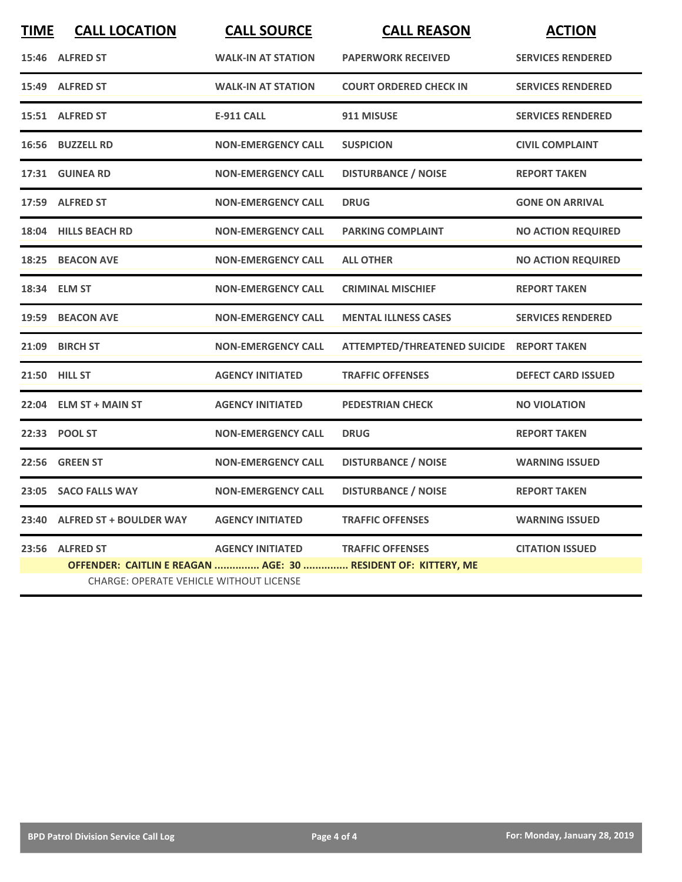| TIME | CALL LOCATION | CALL SOURCE | CALL REASON | ACTION |
|---|---|---|---|---|
| 15:46 | ALFRED ST | WALK-IN AT STATION | PAPERWORK RECEIVED | SERVICES RENDERED |
| 15:49 | ALFRED ST | WALK-IN AT STATION | COURT ORDERED CHECK IN | SERVICES RENDERED |
| 15:51 | ALFRED ST | E-911 CALL | 911 MISUSE | SERVICES RENDERED |
| 16:56 | BUZZELL RD | NON-EMERGENCY CALL | SUSPICION | CIVIL COMPLAINT |
| 17:31 | GUINEA RD | NON-EMERGENCY CALL | DISTURBANCE / NOISE | REPORT TAKEN |
| 17:59 | ALFRED ST | NON-EMERGENCY CALL | DRUG | GONE ON ARRIVAL |
| 18:04 | HILLS BEACH RD | NON-EMERGENCY CALL | PARKING COMPLAINT | NO ACTION REQUIRED |
| 18:25 | BEACON AVE | NON-EMERGENCY CALL | ALL OTHER | NO ACTION REQUIRED |
| 18:34 | ELM ST | NON-EMERGENCY CALL | CRIMINAL MISCHIEF | REPORT TAKEN |
| 19:59 | BEACON AVE | NON-EMERGENCY CALL | MENTAL ILLNESS CASES | SERVICES RENDERED |
| 21:09 | BIRCH ST | NON-EMERGENCY CALL | ATTEMPTED/THREATENED SUICIDE | REPORT TAKEN |
| 21:50 | HILL ST | AGENCY INITIATED | TRAFFIC OFFENSES | DEFECT CARD ISSUED |
| 22:04 | ELM ST + MAIN ST | AGENCY INITIATED | PEDESTRIAN CHECK | NO VIOLATION |
| 22:33 | POOL ST | NON-EMERGENCY CALL | DRUG | REPORT TAKEN |
| 22:56 | GREEN ST | NON-EMERGENCY CALL | DISTURBANCE / NOISE | WARNING ISSUED |
| 23:05 | SACO FALLS WAY | NON-EMERGENCY CALL | DISTURBANCE / NOISE | REPORT TAKEN |
| 23:40 | ALFRED ST + BOULDER WAY | AGENCY INITIATED | TRAFFIC OFFENSES | WARNING ISSUED |
| 23:56 | ALFRED ST | AGENCY INITIATED | TRAFFIC OFFENSES | CITATION ISSUED |

**OFFENDER: CAITLIN E REAGAN ............... AGE: 30 ............... RESIDENT OF: KITTERY, ME**

CHARGE: OPERATE VEHICLE WITHOUT LICENSE